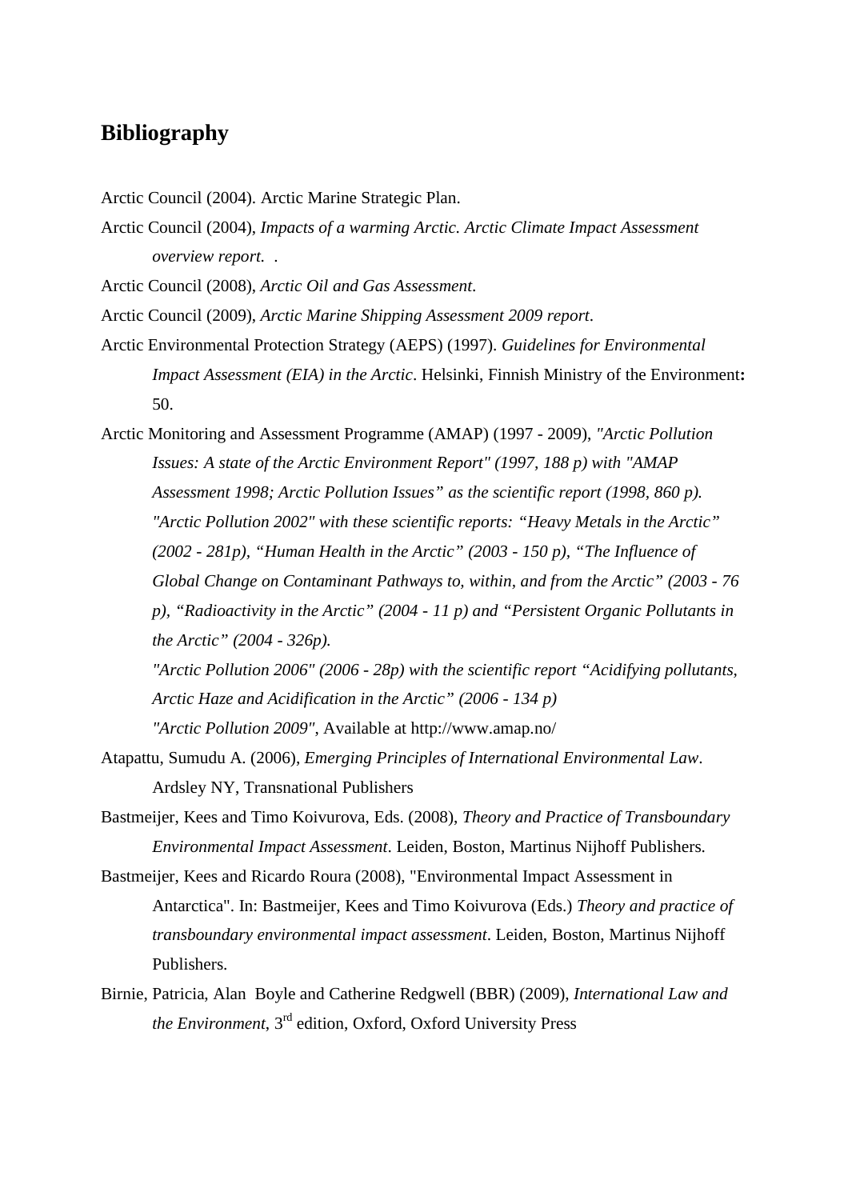## Bibliography

Arctic Council (2004). Arctic Marine Strategic Plan.

Arctic Council (2004), *Impacts of a warming Arctic. Arctic Climate Impact Assessment overview report.* .

Arctic Council (2008), *Arctic Oil and Gas Assessment*.

Arctic Council (2009), *Arctic Marine Shipping Assessment 2009 report*.

Arctic Environmental Protection Strategy (AEPS) (1997). *Guidelines for Environmental Impact Assessment (EIA) in the Arctic*. Helsinki, Finnish Ministry of the Environment**:** 50.

Arctic Monitoring and Assessment Programme (AMAP) (1997 - 2009), *"Arctic Pollution Issues: A state of the Arctic Environment Report" (1997, 188 p) with "AMAP Assessment 1998; Arctic Pollution Issues" as the scientific report (1998, 860 p). "Arctic Pollution 2002" with these scientific reports: "Heavy Metals in the Arctic" (2002 - 281p), "Human Health in the Arctic" (2003 - 150 p), "The Influence of Global Change on Contaminant Pathways to, within, and from the Arctic" (2003 - 76 p), "Radioactivity in the Arctic" (2004 - 11 p) and "Persistent Organic Pollutants in the Arctic" (2004 - 326p).*
*"Arctic Pollution 2006" (2006 - 28p) with the scientific report "Acidifying pollutants, Arctic Haze and Acidification in the Arctic" (2006 - 134 p)*
*"Arctic Pollution 2009"*, Available at http://www.amap.no/

Atapattu, Sumudu A. (2006), *Emerging Principles of International Environmental Law*. Ardsley NY, Transnational Publishers

Bastmeijer, Kees and Timo Koivurova, Eds. (2008), *Theory and Practice of Transboundary Environmental Impact Assessment*. Leiden, Boston, Martinus Nijhoff Publishers.

Bastmeijer, Kees and Ricardo Roura (2008), "Environmental Impact Assessment in Antarctica". In: Bastmeijer, Kees and Timo Koivurova (Eds.) *Theory and practice of transboundary environmental impact assessment*. Leiden, Boston, Martinus Nijhoff Publishers.

Birnie, Patricia, Alan Boyle and Catherine Redgwell (BBR) (2009), *International Law and the Environment*, 3rd edition, Oxford, Oxford University Press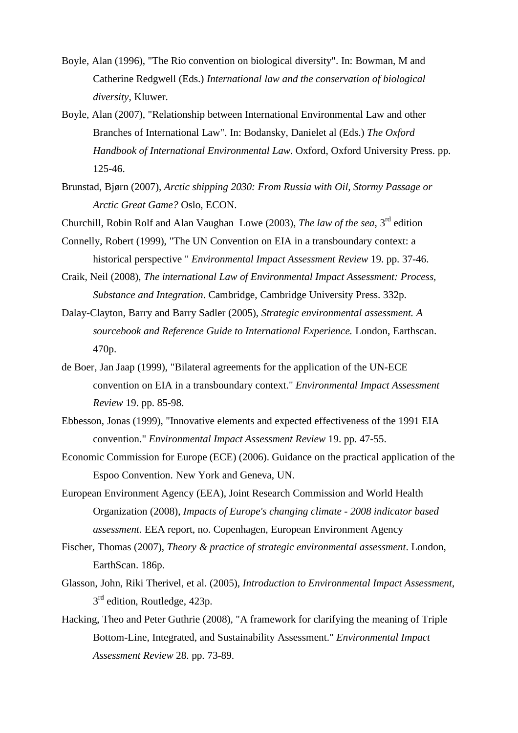Boyle, Alan (1996), "The Rio convention on biological diversity". In: Bowman, M and Catherine Redgwell (Eds.) *International law and the conservation of biological diversity*, Kluwer.

Boyle, Alan (2007), "Relationship between International Environmental Law and other Branches of International Law". In: Bodansky, Danielet al (Eds.) *The Oxford Handbook of International Environmental Law*. Oxford, Oxford University Press. pp. 125-46.

Brunstad, Bjørn (2007), *Arctic shipping 2030: From Russia with Oil, Stormy Passage or Arctic Great Game?* Oslo, ECON.

Churchill, Robin Rolf and Alan Vaughan Lowe (2003), *The law of the sea*, 3rd edition

Connelly, Robert (1999), "The UN Convention on EIA in a transboundary context: a historical perspective " *Environmental Impact Assessment Review* 19. pp. 37-46.

Craik, Neil (2008), *The international Law of Environmental Impact Assessment: Process, Substance and Integration*. Cambridge, Cambridge University Press. 332p.

Dalay-Clayton, Barry and Barry Sadler (2005), *Strategic environmental assessment. A sourcebook and Reference Guide to International Experience.* London, Earthscan. 470p.

de Boer, Jan Jaap (1999), "Bilateral agreements for the application of the UN-ECE convention on EIA in a transboundary context." *Environmental Impact Assessment Review* 19. pp. 85-98.

Ebbesson, Jonas (1999), "Innovative elements and expected effectiveness of the 1991 EIA convention." *Environmental Impact Assessment Review* 19. pp. 47-55.

Economic Commission for Europe (ECE) (2006). Guidance on the practical application of the Espoo Convention. New York and Geneva, UN.

European Environment Agency (EEA), Joint Research Commission and World Health Organization (2008), *Impacts of Europe's changing climate - 2008 indicator based assessment*. EEA report, no. Copenhagen, European Environment Agency

Fischer, Thomas (2007), *Theory & practice of strategic environmental assessment*. London, EarthScan. 186p.

Glasson, John, Riki Therivel, et al. (2005), *Introduction to Environmental Impact Assessment*, 3rd edition, Routledge, 423p.

Hacking, Theo and Peter Guthrie (2008), "A framework for clarifying the meaning of Triple Bottom-Line, Integrated, and Sustainability Assessment." *Environmental Impact Assessment Review* 28. pp. 73-89.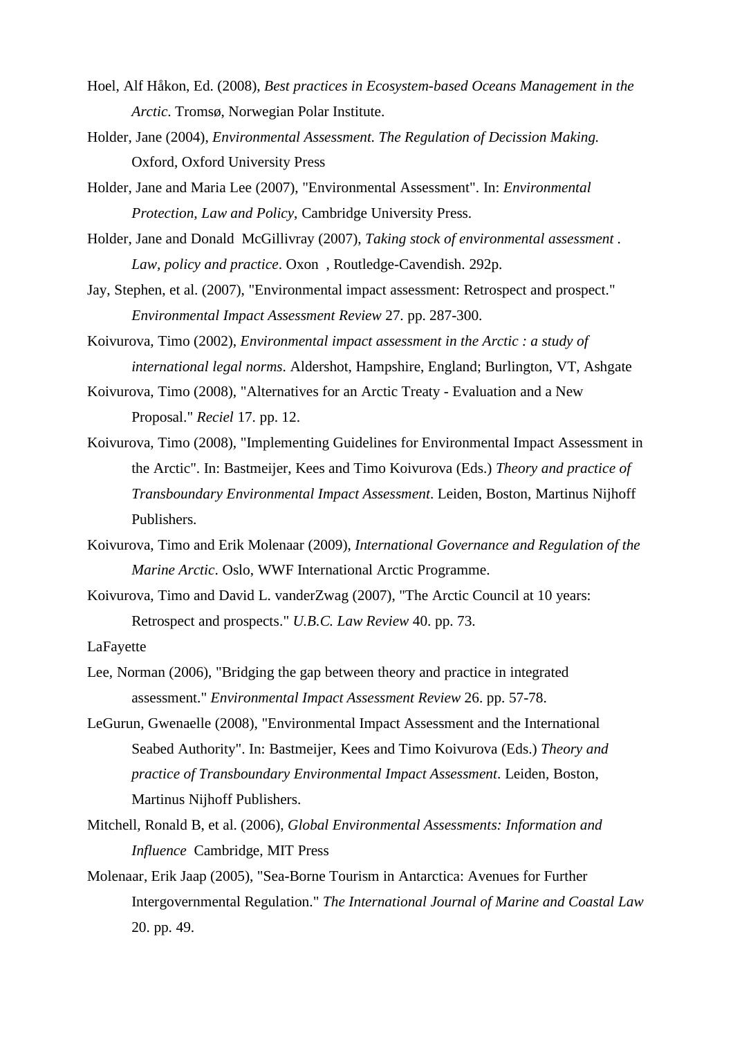Hoel, Alf Håkon, Ed. (2008), *Best practices in Ecosystem-based Oceans Management in the Arctic*. Tromsø, Norwegian Polar Institute.

Holder, Jane (2004), *Environmental Assessment. The Regulation of Decission Making.* Oxford, Oxford University Press

Holder, Jane and Maria Lee (2007), "Environmental Assessment". In: *Environmental Protection, Law and Policy*, Cambridge University Press.

Holder, Jane and Donald McGillivray (2007), *Taking stock of environmental assessment . Law, policy and practice*. Oxon , Routledge-Cavendish. 292p.

Jay, Stephen, et al. (2007), "Environmental impact assessment: Retrospect and prospect." *Environmental Impact Assessment Review* 27. pp. 287-300.

Koivurova, Timo (2002), *Environmental impact assessment in the Arctic : a study of international legal norms*. Aldershot, Hampshire, England; Burlington, VT, Ashgate

Koivurova, Timo (2008), "Alternatives for an Arctic Treaty - Evaluation and a New Proposal." *Reciel* 17. pp. 12.

Koivurova, Timo (2008), "Implementing Guidelines for Environmental Impact Assessment in the Arctic". In: Bastmeijer, Kees and Timo Koivurova (Eds.) *Theory and practice of Transboundary Environmental Impact Assessment*. Leiden, Boston, Martinus Nijhoff Publishers.

Koivurova, Timo and Erik Molenaar (2009), *International Governance and Regulation of the Marine Arctic*. Oslo, WWF International Arctic Programme.

Koivurova, Timo and David L. vanderZwag (2007), "The Arctic Council at 10 years: Retrospect and prospects." *U.B.C. Law Review* 40. pp. 73.

LaFayette

Lee, Norman (2006), "Bridging the gap between theory and practice in integrated assessment." *Environmental Impact Assessment Review* 26. pp. 57-78.

LeGurun, Gwenaelle (2008), "Environmental Impact Assessment and the International Seabed Authority". In: Bastmeijer, Kees and Timo Koivurova (Eds.) *Theory and practice of Transboundary Environmental Impact Assessment*. Leiden, Boston, Martinus Nijhoff Publishers.

Mitchell, Ronald B, et al. (2006), *Global Environmental Assessments: Information and Influence* Cambridge, MIT Press

Molenaar, Erik Jaap (2005), "Sea-Borne Tourism in Antarctica: Avenues for Further Intergovernmental Regulation." *The International Journal of Marine and Coastal Law* 20. pp. 49.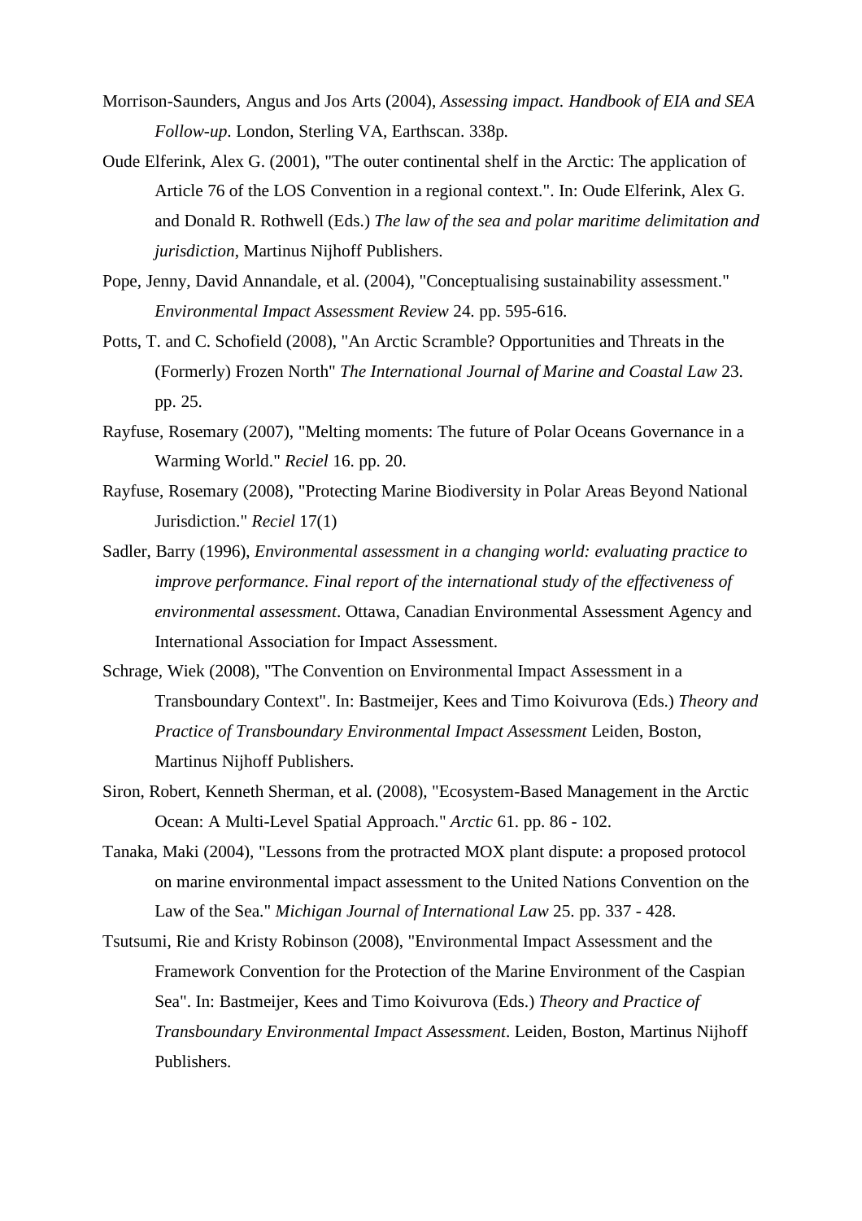Morrison-Saunders, Angus and Jos Arts (2004), *Assessing impact. Handbook of EIA and SEA Follow-up*. London, Sterling VA, Earthscan. 338p.

Oude Elferink, Alex G. (2001), "The outer continental shelf in the Arctic: The application of Article 76 of the LOS Convention in a regional context.". In: Oude Elferink, Alex G. and Donald R. Rothwell (Eds.) *The law of the sea and polar maritime delimitation and jurisdiction*, Martinus Nijhoff Publishers.

Pope, Jenny, David Annandale, et al. (2004), "Conceptualising sustainability assessment." *Environmental Impact Assessment Review* 24. pp. 595-616.

Potts, T. and C. Schofield (2008), "An Arctic Scramble? Opportunities and Threats in the (Formerly) Frozen North" *The International Journal of Marine and Coastal Law* 23. pp. 25.

Rayfuse, Rosemary (2007), "Melting moments: The future of Polar Oceans Governance in a Warming World." *Reciel* 16. pp. 20.

Rayfuse, Rosemary (2008), "Protecting Marine Biodiversity in Polar Areas Beyond National Jurisdiction." *Reciel* 17(1)

Sadler, Barry (1996), *Environmental assessment in a changing world: evaluating practice to improve performance. Final report of the international study of the effectiveness of environmental assessment*. Ottawa, Canadian Environmental Assessment Agency and International Association for Impact Assessment.

Schrage, Wiek (2008), "The Convention on Environmental Impact Assessment in a Transboundary Context". In: Bastmeijer, Kees and Timo Koivurova (Eds.) *Theory and Practice of Transboundary Environmental Impact Assessment* Leiden, Boston, Martinus Nijhoff Publishers.

Siron, Robert, Kenneth Sherman, et al. (2008), "Ecosystem-Based Management in the Arctic Ocean: A Multi-Level Spatial Approach." *Arctic* 61. pp. 86 - 102.

Tanaka, Maki (2004), "Lessons from the protracted MOX plant dispute: a proposed protocol on marine environmental impact assessment to the United Nations Convention on the Law of the Sea." *Michigan Journal of International Law* 25. pp. 337 - 428.

Tsutsumi, Rie and Kristy Robinson (2008), "Environmental Impact Assessment and the Framework Convention for the Protection of the Marine Environment of the Caspian Sea". In: Bastmeijer, Kees and Timo Koivurova (Eds.) *Theory and Practice of Transboundary Environmental Impact Assessment*. Leiden, Boston, Martinus Nijhoff Publishers.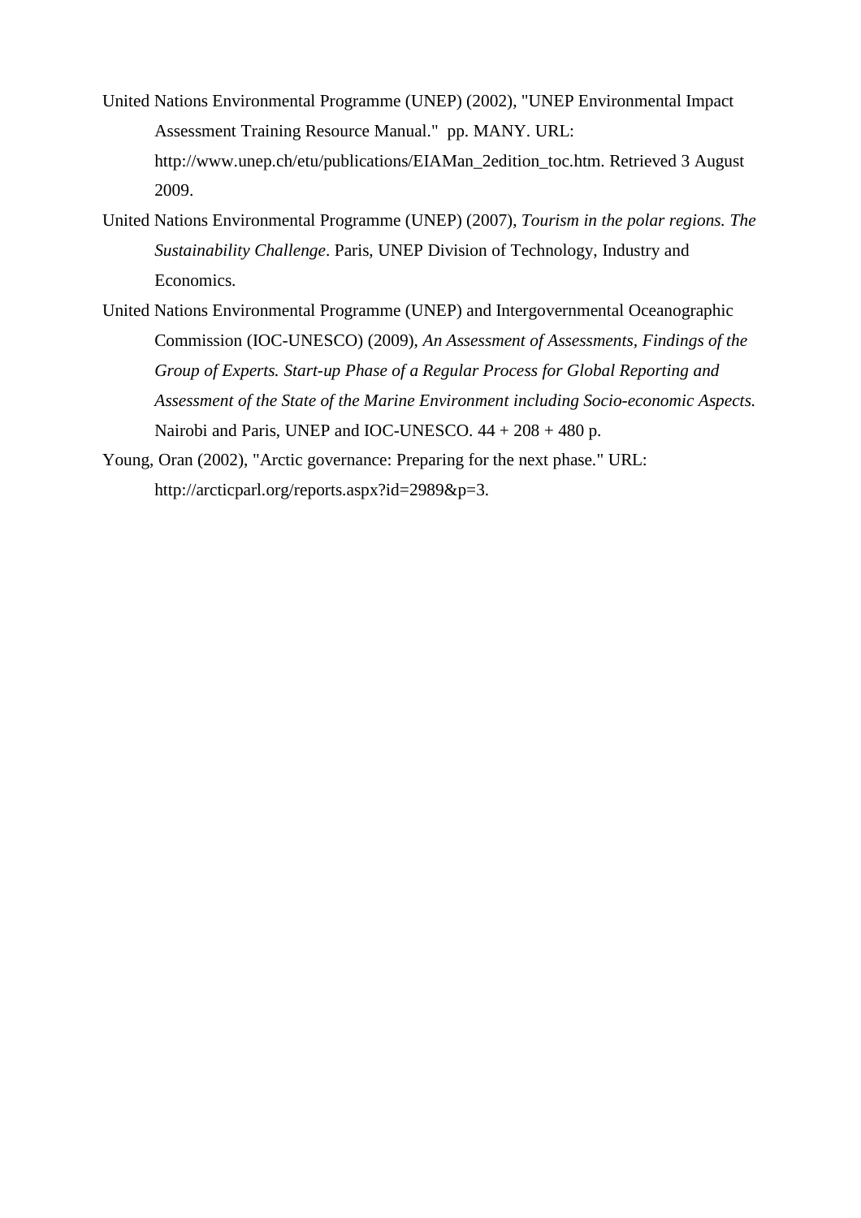United Nations Environmental Programme (UNEP) (2002), "UNEP Environmental Impact Assessment Training Resource Manual."  pp. MANY. URL: http://www.unep.ch/etu/publications/EIAMan_2edition_toc.htm. Retrieved 3 August 2009.

United Nations Environmental Programme (UNEP) (2007), *Tourism in the polar regions. The Sustainability Challenge*. Paris, UNEP Division of Technology, Industry and Economics.

United Nations Environmental Programme (UNEP) and Intergovernmental Oceanographic Commission (IOC-UNESCO) (2009), *An Assessment of Assessments, Findings of the Group of Experts. Start-up Phase of a Regular Process for Global Reporting and Assessment of the State of the Marine Environment including Socio-economic Aspects.* Nairobi and Paris, UNEP and IOC-UNESCO. 44 + 208 + 480 p.

Young, Oran (2002), "Arctic governance: Preparing for the next phase." URL: http://arcticparl.org/reports.aspx?id=2989&p=3.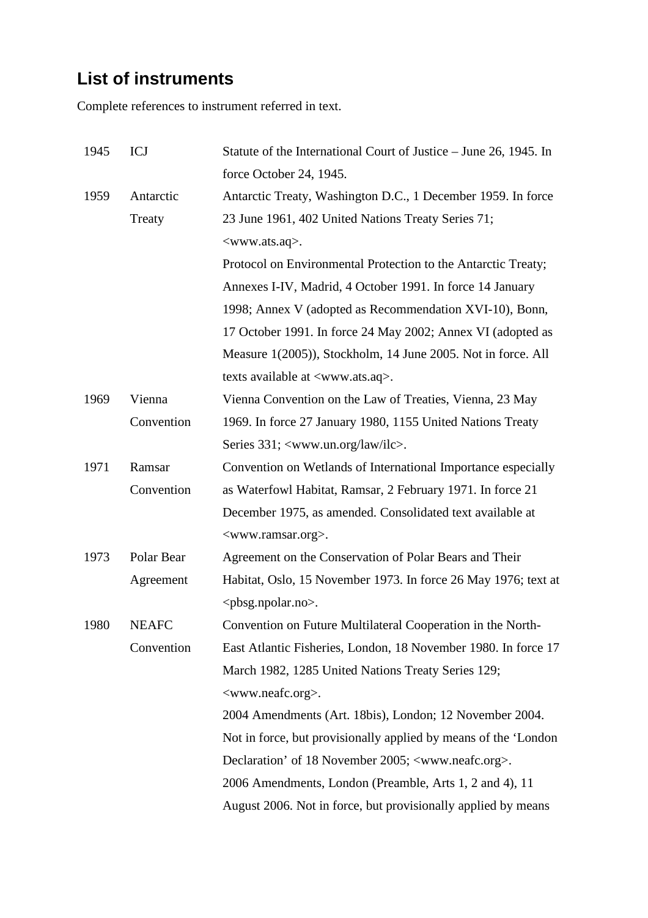## List of instruments

Complete references to instrument referred in text.

| | | |
|---|---|---|
| 1945 | ICJ | Statute of the International Court of Justice – June 26, 1945. In force October 24, 1945. |
| 1959 | Antarctic Treaty | Antarctic Treaty, Washington D.C., 1 December 1959. In force 23 June 1961, 402 United Nations Treaty Series 71; <www.ats.aq>.<br>Protocol on Environmental Protection to the Antarctic Treaty; Annexes I-IV, Madrid, 4 October 1991. In force 14 January 1998; Annex V (adopted as Recommendation XVI-10), Bonn, 17 October 1991. In force 24 May 2002; Annex VI (adopted as Measure 1(2005)), Stockholm, 14 June 2005. Not in force. All texts available at <www.ats.aq>. |
| 1969 | Vienna Convention | Vienna Convention on the Law of Treaties, Vienna, 23 May 1969. In force 27 January 1980, 1155 United Nations Treaty Series 331; <www.un.org/law/ilc>. |
| 1971 | Ramsar Convention | Convention on Wetlands of International Importance especially as Waterfowl Habitat, Ramsar, 2 February 1971. In force 21 December 1975, as amended. Consolidated text available at <www.ramsar.org>. |
| 1973 | Polar Bear Agreement | Agreement on the Conservation of Polar Bears and Their Habitat, Oslo, 15 November 1973. In force 26 May 1976; text at <pbsg.npolar.no>. |
| 1980 | NEAFC Convention | Convention on Future Multilateral Cooperation in the North-East Atlantic Fisheries, London, 18 November 1980. In force 17 March 1982, 1285 United Nations Treaty Series 129; <www.neafc.org>.<br>2004 Amendments (Art. 18bis), London; 12 November 2004. Not in force, but provisionally applied by means of the 'London Declaration' of 18 November 2005; <www.neafc.org>.<br>2006 Amendments, London (Preamble, Arts 1, 2 and 4), 11 August 2006. Not in force, but provisionally applied by means |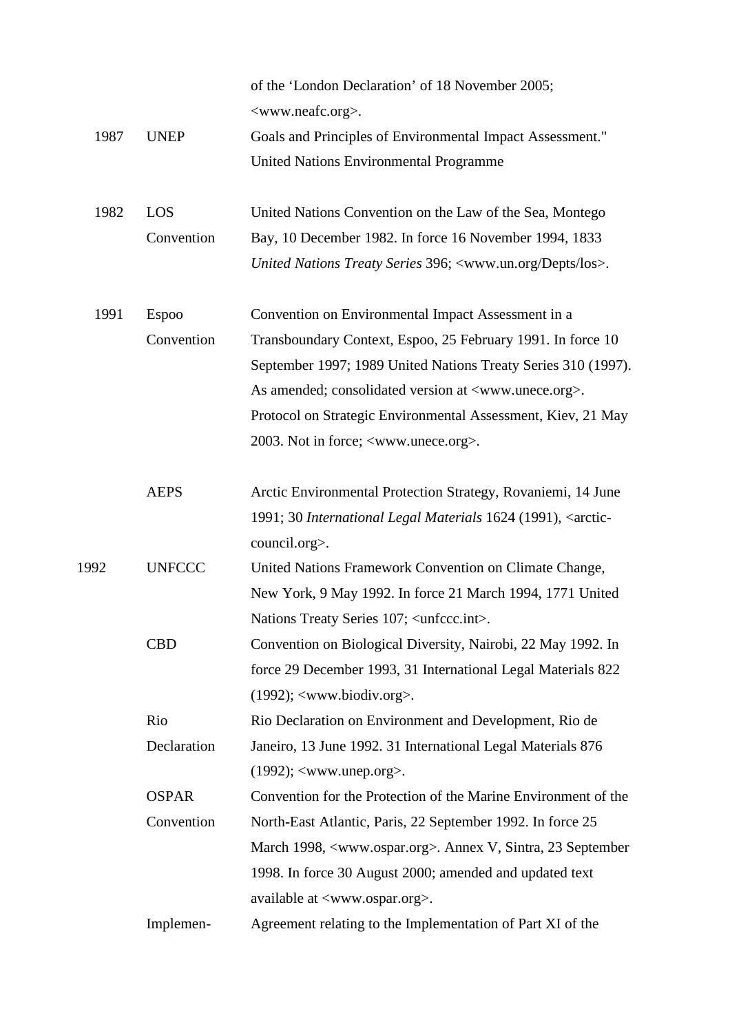| | | |
|---|---|---|
| | | of the 'London Declaration' of 18 November 2005; <www.neafc.org>. |
| 1987 | UNEP | Goals and Principles of Environmental Impact Assessment." United Nations Environmental Programme |
| 1982 | LOS Convention | United Nations Convention on the Law of the Sea, Montego Bay, 10 December 1982. In force 16 November 1994, 1833 *United Nations Treaty Series* 396; <www.un.org/Depts/los>. |
| 1991 | Espoo Convention | Convention on Environmental Impact Assessment in a Transboundary Context, Espoo, 25 February 1991. In force 10 September 1997; 1989 United Nations Treaty Series 310 (1997). As amended; consolidated version at <www.unece.org>. Protocol on Strategic Environmental Assessment, Kiev, 21 May 2003. Not in force; <www.unece.org>. |
| | AEPS | Arctic Environmental Protection Strategy, Rovaniemi, 14 June 1991; 30 *International Legal Materials* 1624 (1991), <arctic-council.org>. |
| 1992 | UNFCCC | United Nations Framework Convention on Climate Change, New York, 9 May 1992. In force 21 March 1994, 1771 United Nations Treaty Series 107; <unfccc.int>. |
| | CBD | Convention on Biological Diversity, Nairobi, 22 May 1992. In force 29 December 1993, 31 International Legal Materials 822 (1992); <www.biodiv.org>. |
| | Rio Declaration | Rio Declaration on Environment and Development, Rio de Janeiro, 13 June 1992. 31 International Legal Materials 876 (1992); <www.unep.org>. |
| | OSPAR Convention | Convention for the Protection of the Marine Environment of the North-East Atlantic, Paris, 22 September 1992. In force 25 March 1998, <www.ospar.org>. Annex V, Sintra, 23 September 1998. In force 30 August 2000; amended and updated text available at <www.ospar.org>. |
| | Implemen- | Agreement relating to the Implementation of Part XI of the |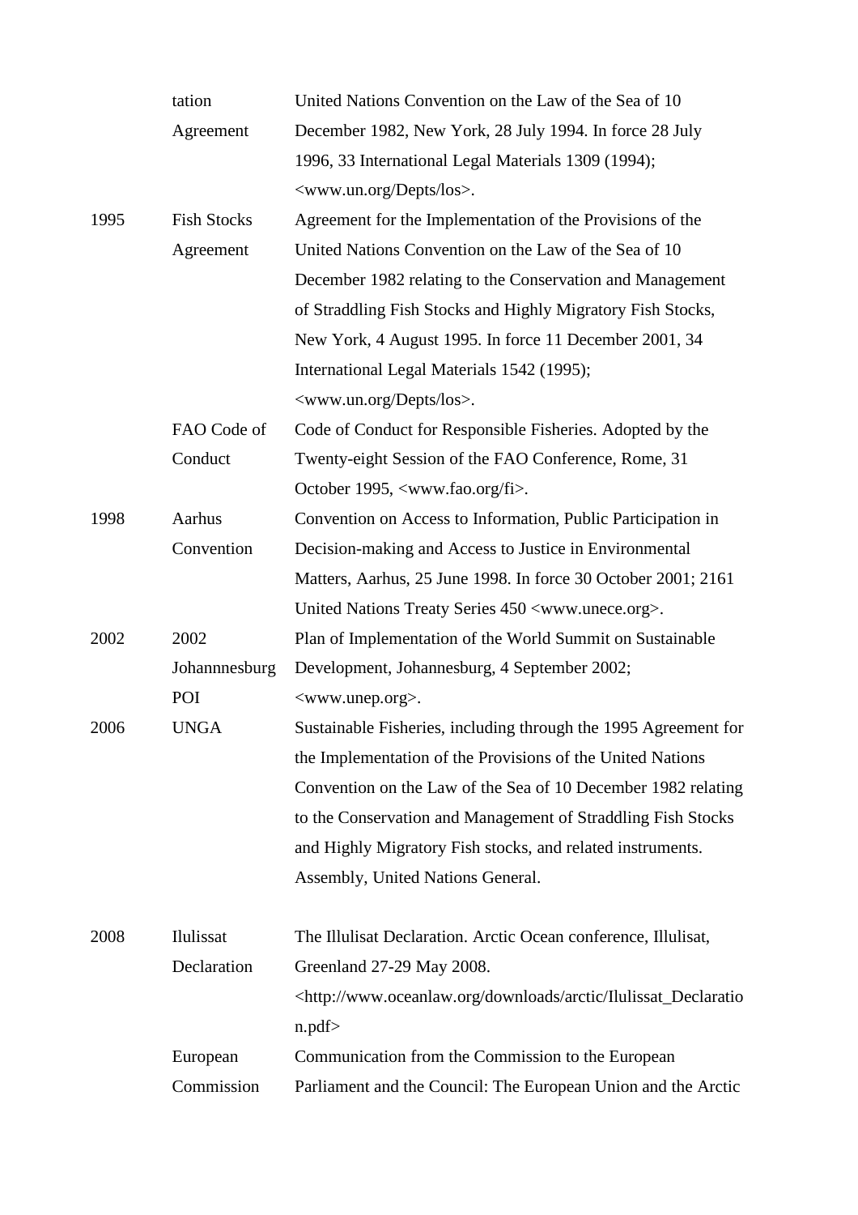| | | |
|---|---|---|
| | tation Agreement | United Nations Convention on the Law of the Sea of 10 December 1982, New York, 28 July 1994. In force 28 July 1996, 33 International Legal Materials 1309 (1994); <www.un.org/Depts/los>. |
| 1995 | Fish Stocks Agreement | Agreement for the Implementation of the Provisions of the United Nations Convention on the Law of the Sea of 10 December 1982 relating to the Conservation and Management of Straddling Fish Stocks and Highly Migratory Fish Stocks, New York, 4 August 1995. In force 11 December 2001, 34 International Legal Materials 1542 (1995); <www.un.org/Depts/los>. |
| | FAO Code of Conduct | Code of Conduct for Responsible Fisheries. Adopted by the Twenty-eight Session of the FAO Conference, Rome, 31 October 1995, <www.fao.org/fi>. |
| 1998 | Aarhus Convention | Convention on Access to Information, Public Participation in Decision-making and Access to Justice in Environmental Matters, Aarhus, 25 June 1998. In force 30 October 2001; 2161 United Nations Treaty Series 450 <www.unece.org>. |
| 2002 | 2002 Johannnesburg POI | Plan of Implementation of the World Summit on Sustainable Development, Johannesburg, 4 September 2002; <www.unep.org>. |
| 2006 | UNGA | Sustainable Fisheries, including through the 1995 Agreement for the Implementation of the Provisions of the United Nations Convention on the Law of the Sea of 10 December 1982 relating to the Conservation and Management of Straddling Fish Stocks and Highly Migratory Fish stocks, and related instruments. Assembly, United Nations General. |
| 2008 | Ilulissat Declaration | The Illulisat Declaration. Arctic Ocean conference, Illulisat, Greenland 27-29 May 2008. <http://www.oceanlaw.org/downloads/arctic/Ilulissat_Declaration.pdf> |
| | European Commission | Communication from the Commission to the European Parliament and the Council: The European Union and the Arctic |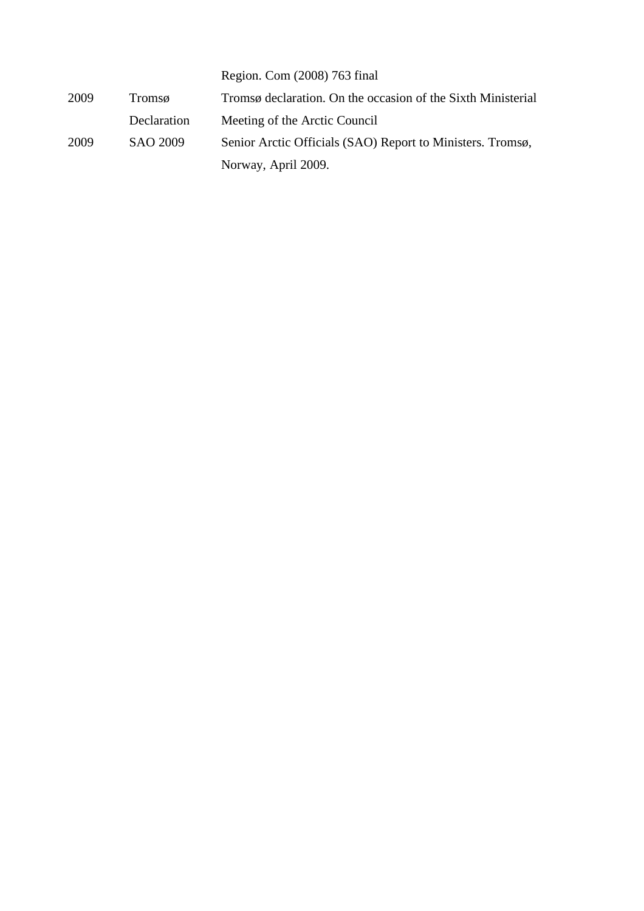|  |  | Region. Com (2008) 763 final |
|---|---|---|
| 2009 | Tromsø Declaration | Tromsø declaration. On the occasion of the Sixth Ministerial Meeting of the Arctic Council |
| 2009 | SAO 2009 | Senior Arctic Officials (SAO) Report to Ministers. Tromsø, Norway, April 2009. |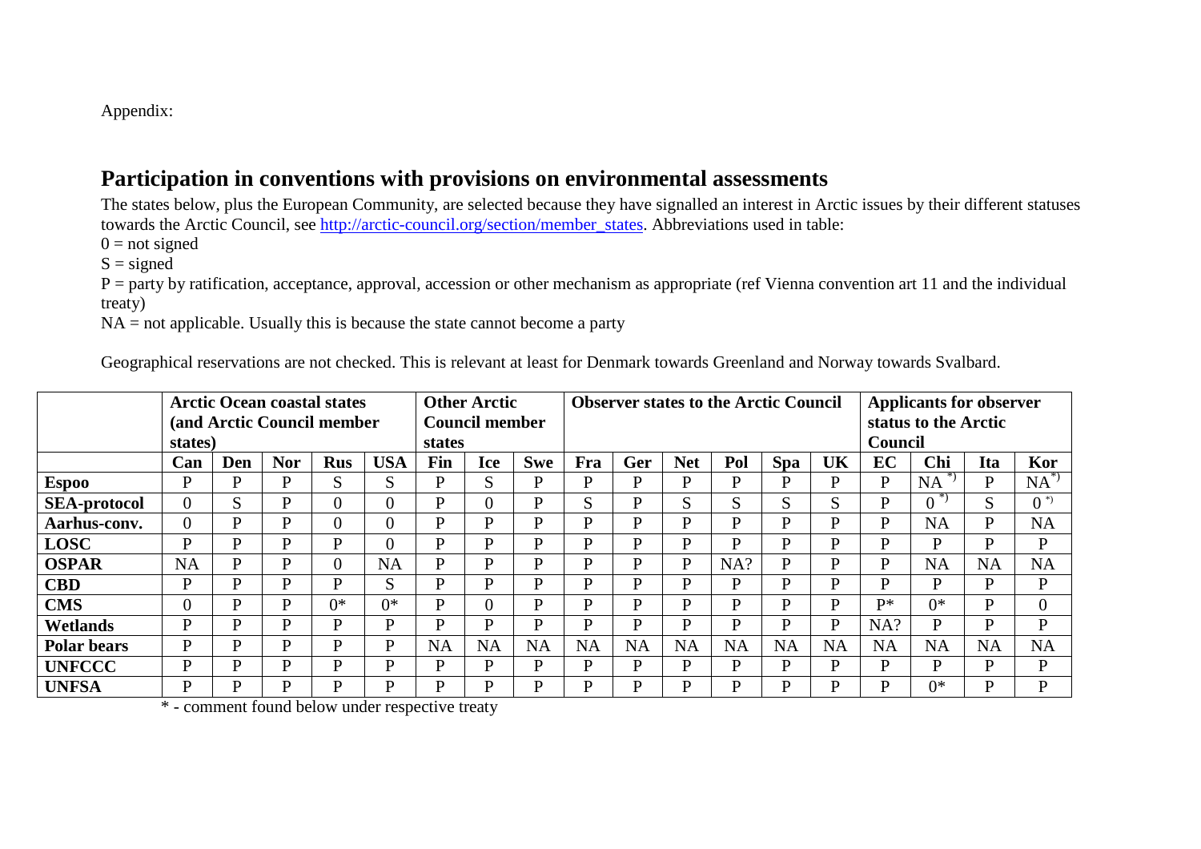Appendix:

## Participation in conventions with provisions on environmental assessments

The states below, plus the European Community, are selected because they have signalled an interest in Arctic issues by their different statuses towards the Arctic Council, see http://arctic-council.org/section/member_states. Abbreviations used in table:

0 = not signed

S = signed

P = party by ratification, acceptance, approval, accession or other mechanism as appropriate (ref Vienna convention art 11 and the individual treaty)

NA = not applicable. Usually this is because the state cannot become a party

Geographical reservations are not checked. This is relevant at least for Denmark towards Greenland and Norway towards Svalbard.

| | Arctic Ocean coastal states (and Arctic Council member states) | | | | | Other Arctic Council member states | | | Observer states to the Arctic Council | | | | | | Applicants for observer status to the Arctic Council | | | |
|---|---|---|---|---|---|---|---|---|---|---|---|---|---|---|---|---|---|---|
| | **Can** | **Den** | **Nor** | **Rus** | **USA** | **Fin** | **Ice** | **Swe** | **Fra** | **Ger** | **Net** | **Pol** | **Spa** | **UK** | **EC** | **Chi** | **Ita** | **Kor** |
| **Espoo** | P | P | P | S | S | P | S | P | P | P | P | P | P | P | P | NA *) | P | NA *) |
| **SEA-protocol** | 0 | S | P | 0 | 0 | P | 0 | P | S | P | S | S | S | S | P | 0 *) | S | 0 *) |
| **Aarhus-conv.** | 0 | P | P | 0 | 0 | P | P | P | P | P | P | P | P | P | P | NA | P | NA |
| **LOSC** | P | P | P | P | 0 | P | P | P | P | P | P | P | P | P | P | P | P | P |
| **OSPAR** | NA | P | P | 0 | NA | P | P | P | P | P | P | NA? | P | P | P | NA | NA | NA |
| **CBD** | P | P | P | P | S | P | P | P | P | P | P | P | P | P | P | P | P | P |
| **CMS** | 0 | P | P | 0* | 0* | P | 0 | P | P | P | P | P | P | P | P* | 0* | P | 0 |
| **Wetlands** | P | P | P | P | P | P | P | P | P | P | P | P | P | P | NA? | P | P | P |
| **Polar bears** | P | P | P | P | P | NA | NA | NA | NA | NA | NA | NA | NA | NA | NA | NA | NA | NA |
| **UNFCCC** | P | P | P | P | P | P | P | P | P | P | P | P | P | P | P | P | P | P |
| **UNFSA** | P | P | P | P | P | P | P | P | P | P | P | P | P | P | P | 0* | P | P |

\* - comment found below under respective treaty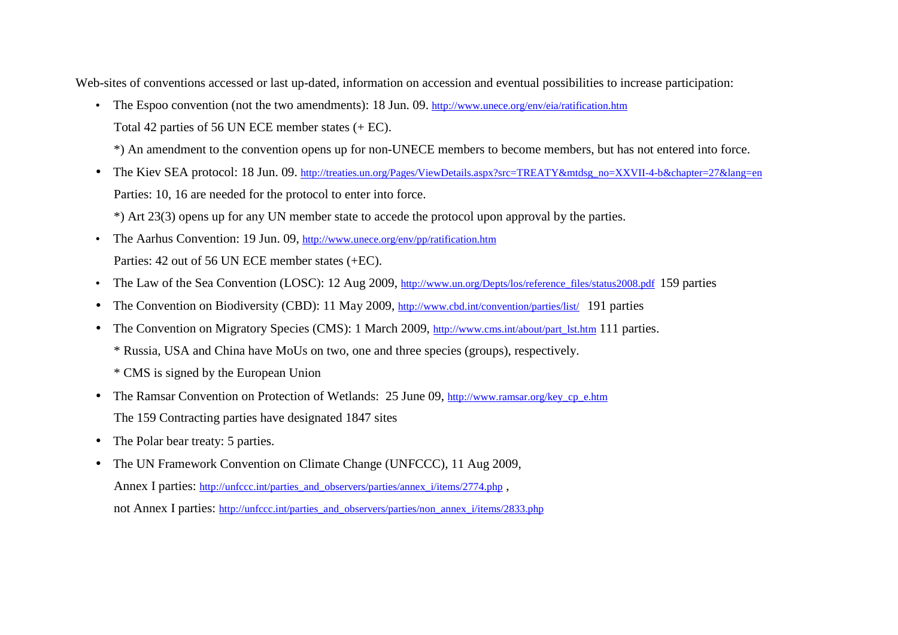Web-sites of conventions accessed or last up-dated, information on accession and eventual possibilities to increase participation:

- The Espoo convention (not the two amendments): 18 Jun. 09. http://www.unece.org/env/eia/ratification.htm
  Total 42 parties of 56 UN ECE member states (+ EC).
  *) An amendment to the convention opens up for non-UNECE members to become members, but has not entered into force.
- The Kiev SEA protocol: 18 Jun. 09. http://treaties.un.org/Pages/ViewDetails.aspx?src=TREATY&mtdsg_no=XXVII-4-b&chapter=27&lang=en
  Parties: 10, 16 are needed for the protocol to enter into force.
  *) Art 23(3) opens up for any UN member state to accede the protocol upon approval by the parties.
- The Aarhus Convention: 19 Jun. 09, http://www.unece.org/env/pp/ratification.htm
  Parties: 42 out of 56 UN ECE member states (+EC).
- The Law of the Sea Convention (LOSC): 12 Aug 2009, http://www.un.org/Depts/los/reference_files/status2008.pdf 159 parties
- The Convention on Biodiversity (CBD): 11 May 2009, http://www.cbd.int/convention/parties/list/ 191 parties
- The Convention on Migratory Species (CMS): 1 March 2009, http://www.cms.int/about/part_lst.htm 111 parties.
  * Russia, USA and China have MoUs on two, one and three species (groups), respectively.
  * CMS is signed by the European Union
- The Ramsar Convention on Protection of Wetlands: 25 June 09, http://www.ramsar.org/key_cp_e.htm
  The 159 Contracting parties have designated 1847 sites
- The Polar bear treaty: 5 parties.
- The UN Framework Convention on Climate Change (UNFCCC), 11 Aug 2009,
  Annex I parties: http://unfccc.int/parties_and_observers/parties/annex_i/items/2774.php ,
  not Annex I parties: http://unfccc.int/parties_and_observers/parties/non_annex_i/items/2833.php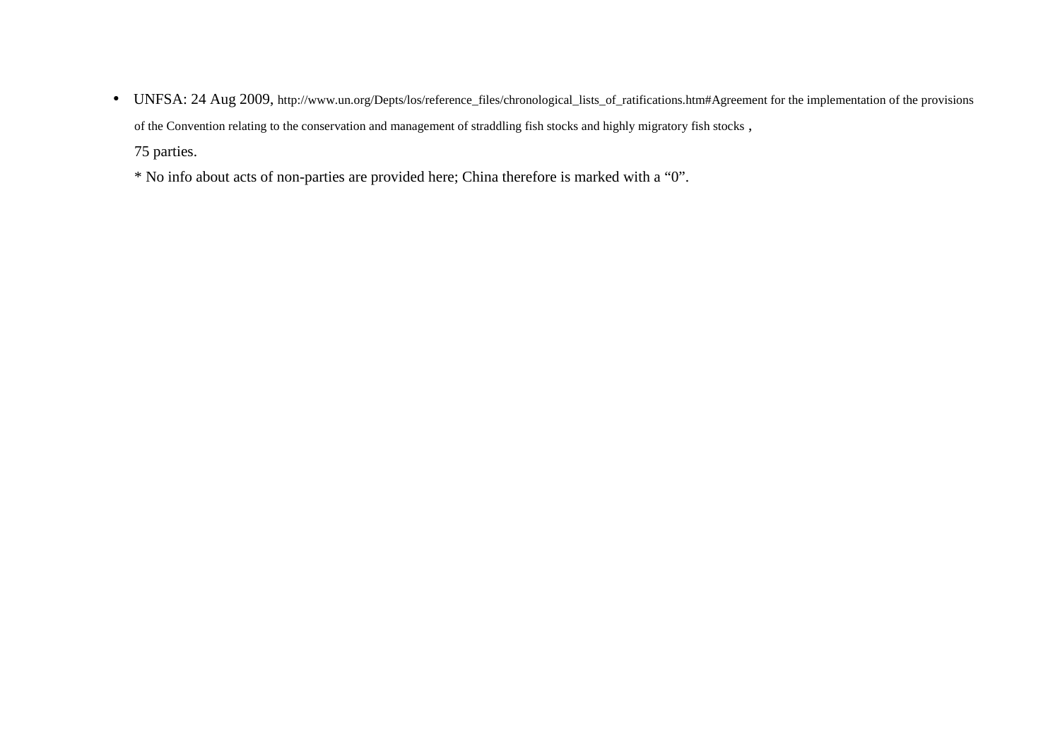- UNFSA: 24 Aug 2009, http://www.un.org/Depts/los/reference_files/chronological_lists_of_ratifications.htm#Agreement for the implementation of the provisions of the Convention relating to the conservation and management of straddling fish stocks and highly migratory fish stocks ,

  75 parties.

  * No info about acts of non-parties are provided here; China therefore is marked with a “0”.